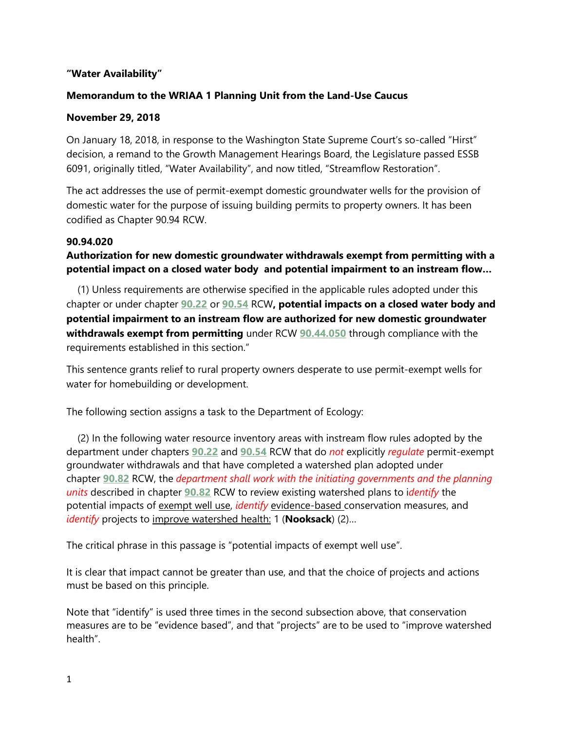**"Water Availability"**

**Memorandum to the WRIAA 1 Planning Unit from the Land-Use Caucus**

**November 29, 2018**

On January 18, 2018, in response to the Washington State Supreme Court's so-called "Hirst" decision, a remand to the Growth Management Hearings Board, the Legislature passed ESSB 6091, originally titled, "Water Availability", and now titled, "Streamflow Restoration".

The act addresses the use of permit-exempt domestic groundwater wells for the provision of domestic water for the purpose of issuing building permits to property owners. It has been codified as Chapter 90.94 RCW.

**90.94.020**

**Authorization for new domestic groundwater withdrawals exempt from permitting with a potential impact on a closed water body and potential impairment to an instream flow…**

(1) Unless requirements are otherwise specified in the applicable rules adopted under this chapter or under chapter **90.22** or **90.54** RCW**, potential impacts on a closed water body and potential impairment to an instream flow are authorized for new domestic groundwater withdrawals exempt from permitting** under RCW **90.44.050** through compliance with the requirements established in this section."

This sentence grants relief to rural property owners desperate to use permit-exempt wells for water for homebuilding or development.

The following section assigns a task to the Department of Ecology:

(2) In the following water resource inventory areas with instream flow rules adopted by the department under chapters **90.22** and **90.54** RCW that do *not* explicitly *regulate* permit-exempt groundwater withdrawals and that have completed a watershed plan adopted under chapter **90.82** RCW, the *department shall work with the initiating governments and the planning units* described in chapter **90.82** RCW to review existing watershed plans to i*dentify* the potential impacts of exempt well use, *identify* evidence-based conservation measures, and *identify* projects to improve watershed health: 1 (**Nooksack**) (2)…

The critical phrase in this passage is "potential impacts of exempt well use".

It is clear that impact cannot be greater than use, and that the choice of projects and actions must be based on this principle.

Note that "identify" is used three times in the second subsection above, that conservation measures are to be "evidence based", and that "projects" are to be used to "improve watershed health".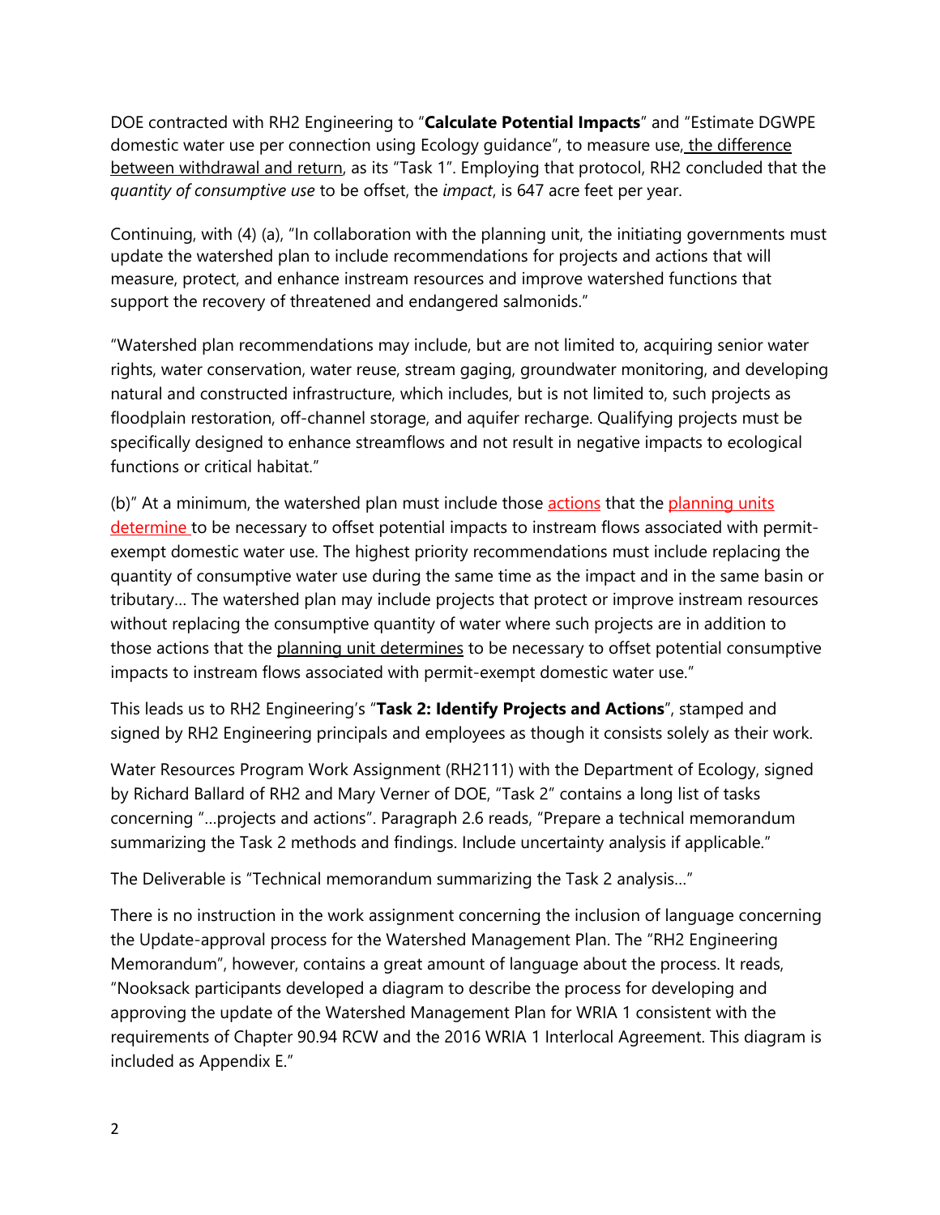DOE contracted with RH2 Engineering to "**Calculate Potential Impacts**" and "Estimate DGWPE domestic water use per connection using Ecology guidance", to measure use, the difference between withdrawal and return, as its "Task 1". Employing that protocol, RH2 concluded that the *quantity of consumptive use* to be offset, the *impact*, is 647 acre feet per year.

Continuing, with (4) (a), "In collaboration with the planning unit, the initiating governments must update the watershed plan to include recommendations for projects and actions that will measure, protect, and enhance instream resources and improve watershed functions that support the recovery of threatened and endangered salmonids."

"Watershed plan recommendations may include, but are not limited to, acquiring senior water rights, water conservation, water reuse, stream gaging, groundwater monitoring, and developing natural and constructed infrastructure, which includes, but is not limited to, such projects as floodplain restoration, off-channel storage, and aquifer recharge. Qualifying projects must be specifically designed to enhance streamflows and not result in negative impacts to ecological functions or critical habitat."

(b)" At a minimum, the watershed plan must include those actions that the planning units determine to be necessary to offset potential impacts to instream flows associated with permit-exempt domestic water use. The highest priority recommendations must include replacing the quantity of consumptive water use during the same time as the impact and in the same basin or tributary… The watershed plan may include projects that protect or improve instream resources without replacing the consumptive quantity of water where such projects are in addition to those actions that the planning unit determines to be necessary to offset potential consumptive impacts to instream flows associated with permit-exempt domestic water use."

This leads us to RH2 Engineering's "**Task 2: Identify Projects and Actions**", stamped and signed by RH2 Engineering principals and employees as though it consists solely as their work.

Water Resources Program Work Assignment (RH2111) with the Department of Ecology, signed by Richard Ballard of RH2 and Mary Verner of DOE, "Task 2" contains a long list of tasks concerning "…projects and actions". Paragraph 2.6 reads, "Prepare a technical memorandum summarizing the Task 2 methods and findings. Include uncertainty analysis if applicable."

The Deliverable is "Technical memorandum summarizing the Task 2 analysis…"

There is no instruction in the work assignment concerning the inclusion of language concerning the Update-approval process for the Watershed Management Plan. The "RH2 Engineering Memorandum", however, contains a great amount of language about the process. It reads, "Nooksack participants developed a diagram to describe the process for developing and approving the update of the Watershed Management Plan for WRIA 1 consistent with the requirements of Chapter 90.94 RCW and the 2016 WRIA 1 Interlocal Agreement. This diagram is included as Appendix E."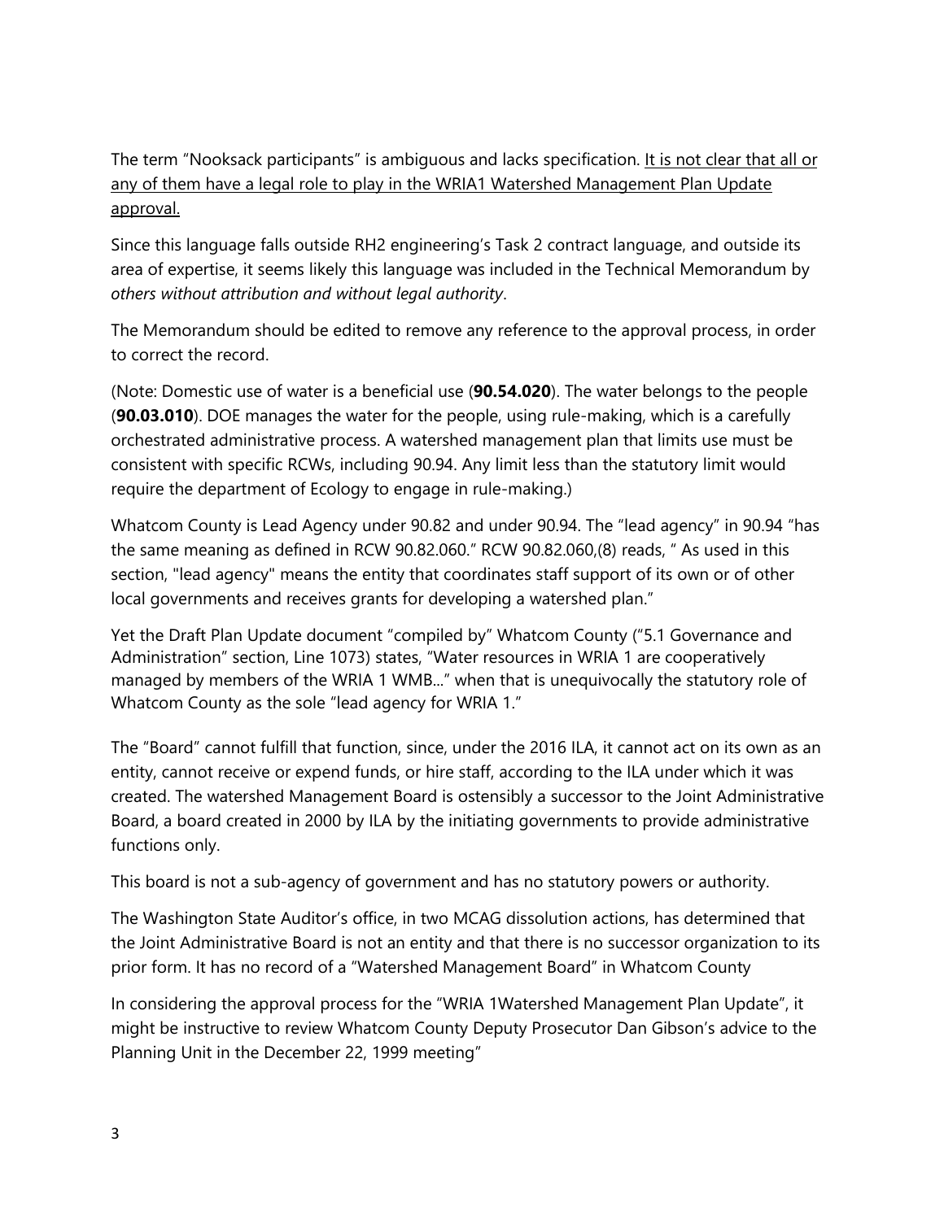The term “Nooksack participants” is ambiguous and lacks specification. <u>It is not clear that all or any of them have a legal role to play in the WRIA1 Watershed Management Plan Update approval.</u>

Since this language falls outside RH2 engineering’s Task 2 contract language, and outside its area of expertise, it seems likely this language was included in the Technical Memorandum by *others without attribution and without legal authority*.

The Memorandum should be edited to remove any reference to the approval process, in order to correct the record.

(Note: Domestic use of water is a beneficial use (**90.54.020**). The water belongs to the people (**90.03.010**). DOE manages the water for the people, using rule-making, which is a carefully orchestrated administrative process. A watershed management plan that limits use must be consistent with specific RCWs, including 90.94. Any limit less than the statutory limit would require the department of Ecology to engage in rule-making.)

Whatcom County is Lead Agency under 90.82 and under 90.94. The “lead agency” in 90.94 “has the same meaning as defined in RCW 90.82.060.” RCW 90.82.060,(8) reads, ” As used in this section, "lead agency" means the entity that coordinates staff support of its own or of other local governments and receives grants for developing a watershed plan.”

Yet the Draft Plan Update document ”compiled by” Whatcom County (”5.1 Governance and Administration” section, Line 1073) states, “Water resources in WRIA 1 are cooperatively managed by members of the WRIA 1 WMB...” when that is unequivocally the statutory role of Whatcom County as the sole “lead agency for WRIA 1.”

The “Board” cannot fulfill that function, since, under the 2016 ILA, it cannot act on its own as an entity, cannot receive or expend funds, or hire staff, according to the ILA under which it was created. The watershed Management Board is ostensibly a successor to the Joint Administrative Board, a board created in 2000 by ILA by the initiating governments to provide administrative functions only.

This board is not a sub-agency of government and has no statutory powers or authority.

The Washington State Auditor’s office, in two MCAG dissolution actions, has determined that the Joint Administrative Board is not an entity and that there is no successor organization to its prior form. It has no record of a “Watershed Management Board” in Whatcom County

In considering the approval process for the “WRIA 1Watershed Management Plan Update”, it might be instructive to review Whatcom County Deputy Prosecutor Dan Gibson’s advice to the Planning Unit in the December 22, 1999 meeting”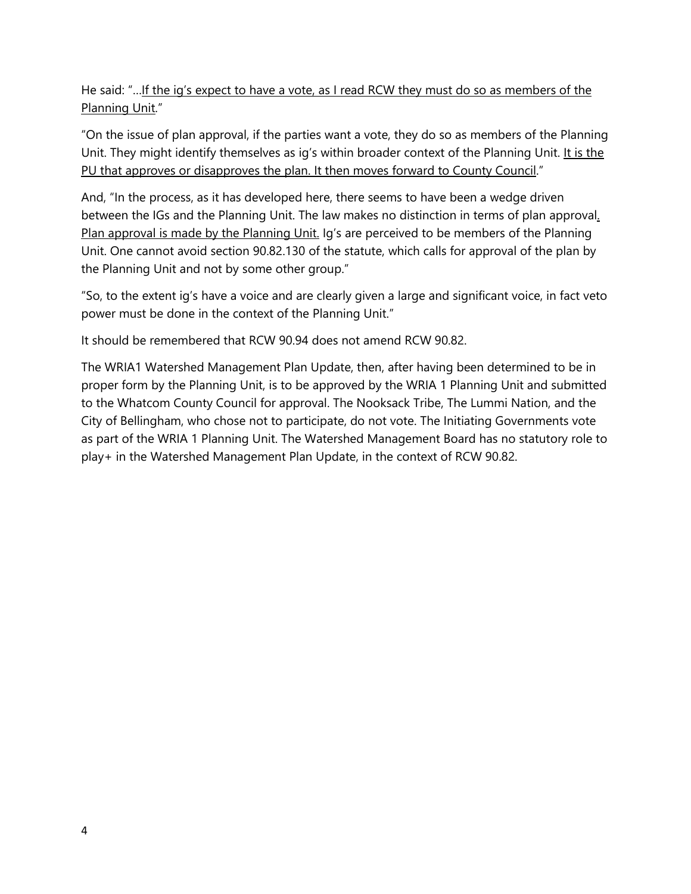He said: "…If the ig's expect to have a vote, as I read RCW they must do so as members of the Planning Unit."

"On the issue of plan approval, if the parties want a vote, they do so as members of the Planning Unit. They might identify themselves as ig's within broader context of the Planning Unit. It is the PU that approves or disapproves the plan. It then moves forward to County Council."

And, "In the process, as it has developed here, there seems to have been a wedge driven between the IGs and the Planning Unit. The law makes no distinction in terms of plan approval. Plan approval is made by the Planning Unit. Ig's are perceived to be members of the Planning Unit. One cannot avoid section 90.82.130 of the statute, which calls for approval of the plan by the Planning Unit and not by some other group."

"So, to the extent ig's have a voice and are clearly given a large and significant voice, in fact veto power must be done in the context of the Planning Unit."

It should be remembered that RCW 90.94 does not amend RCW 90.82.

The WRIA1 Watershed Management Plan Update, then, after having been determined to be in proper form by the Planning Unit, is to be approved by the WRIA 1 Planning Unit and submitted to the Whatcom County Council for approval. The Nooksack Tribe, The Lummi Nation, and the City of Bellingham, who chose not to participate, do not vote. The Initiating Governments vote as part of the WRIA 1 Planning Unit. The Watershed Management Board has no statutory role to play+ in the Watershed Management Plan Update, in the context of RCW 90.82.